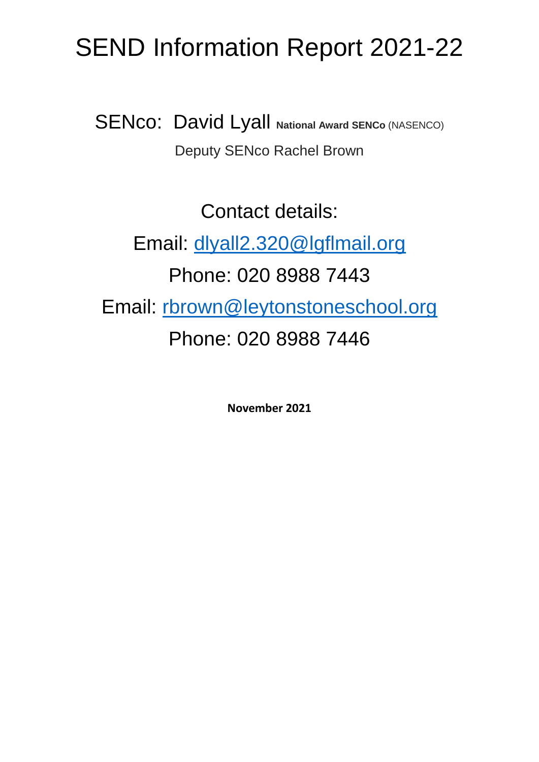# SEND Information Report 2021-22

SENco: David Lyall **National Award SENCo** (NASENCO)

Deputy SENco Rachel Brown

Contact details:

Email: dlyall2.320@lgflmail.org

Phone: 020 8988 7443

Email: rbrown@leytonstoneschool.org

Phone: 020 8988 7446

**November 2021**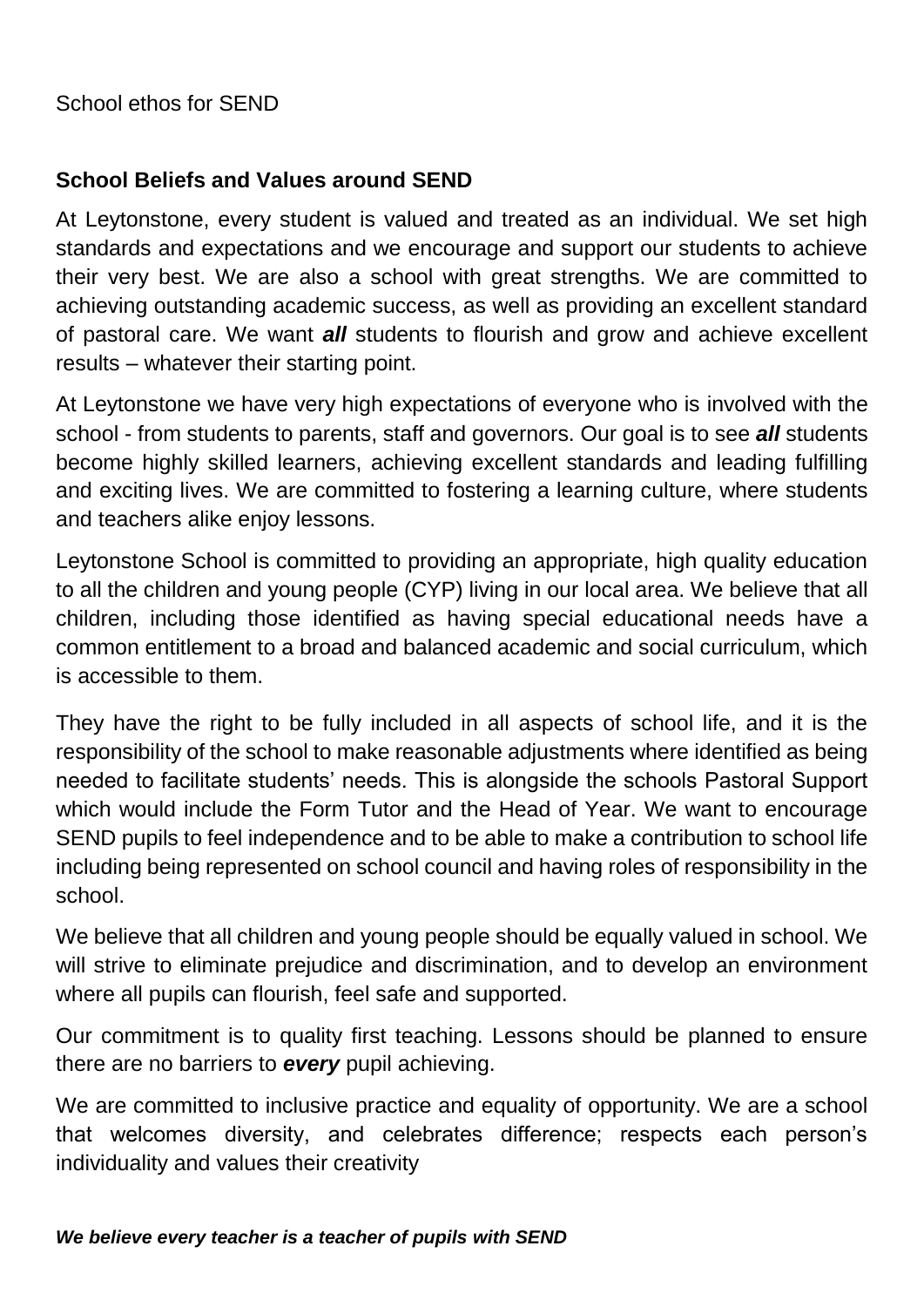School ethos for SEND

## School Beliefs and Values around SEND

At Leytonstone, every student is valued and treated as an individual. We set high standards and expectations and we encourage and support our students to achieve their very best. We are also a school with great strengths. We are committed to achieving outstanding academic success, as well as providing an excellent standard of pastoral care. We want ***all*** students to flourish and grow and achieve excellent results – whatever their starting point.

At Leytonstone we have very high expectations of everyone who is involved with the school - from students to parents, staff and governors. Our goal is to see ***all*** students become highly skilled learners, achieving excellent standards and leading fulfilling and exciting lives. We are committed to fostering a learning culture, where students and teachers alike enjoy lessons.

Leytonstone School is committed to providing an appropriate, high quality education to all the children and young people (CYP) living in our local area. We believe that all children, including those identified as having special educational needs have a common entitlement to a broad and balanced academic and social curriculum, which is accessible to them.

They have the right to be fully included in all aspects of school life, and it is the responsibility of the school to make reasonable adjustments where identified as being needed to facilitate students' needs. This is alongside the schools Pastoral Support which would include the Form Tutor and the Head of Year. We want to encourage SEND pupils to feel independence and to be able to make a contribution to school life including being represented on school council and having roles of responsibility in the school.

We believe that all children and young people should be equally valued in school. We will strive to eliminate prejudice and discrimination, and to develop an environment where all pupils can flourish, feel safe and supported.

Our commitment is to quality first teaching. Lessons should be planned to ensure there are no barriers to ***every*** pupil achieving.

We are committed to inclusive practice and equality of opportunity. We are a school that welcomes diversity, and celebrates difference; respects each person's individuality and values their creativity

***We believe every teacher is a teacher of pupils with SEND***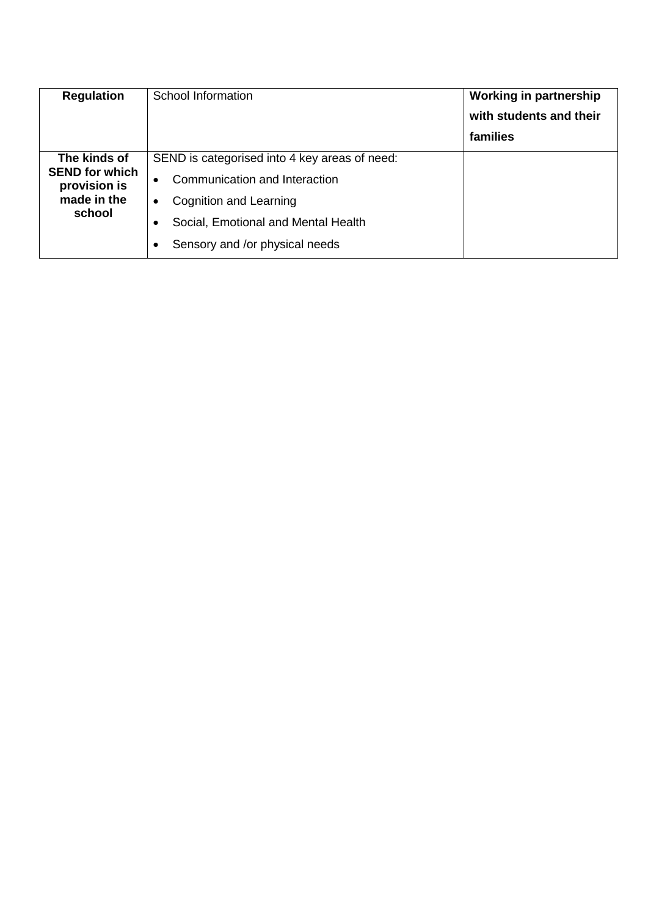| **Regulation** | School Information | **Working in partnership with students and their families** |
|---|---|---|
| **The kinds of SEND for which provision is made in the school** | SEND is categorised into 4 key areas of need:<br>• Communication and Interaction<br>• Cognition and Learning<br>• Social, Emotional and Mental Health<br>• Sensory and /or physical needs | |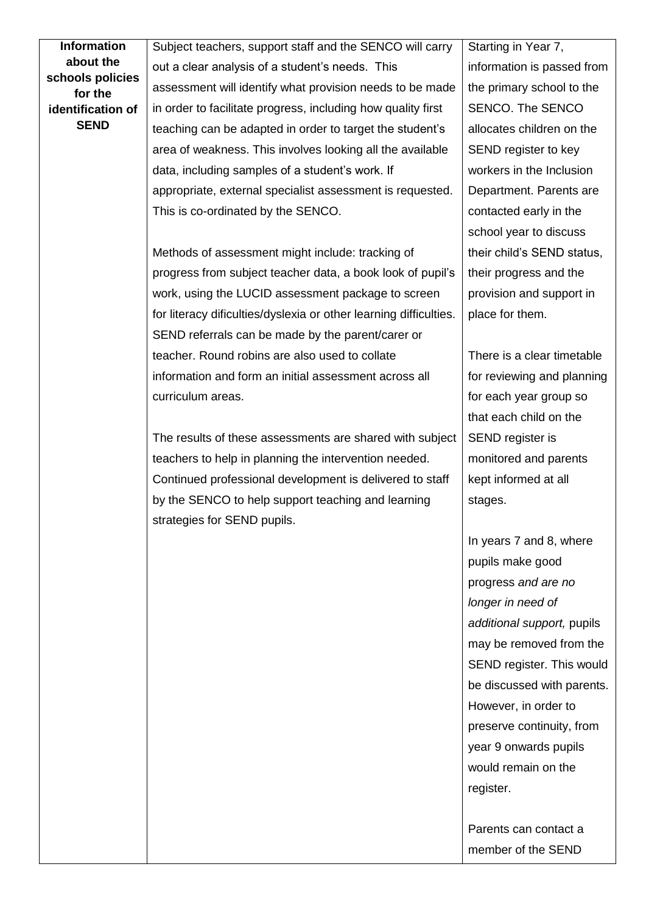| **Information about the schools policies for the identification of SEND** | Subject teachers, support staff and the SENCO will carry out a clear analysis of a student's needs. This assessment will identify what provision needs to be made in order to facilitate progress, including how quality first teaching can be adapted in order to target the student's area of weakness. This involves looking all the available data, including samples of a student's work. If appropriate, external specialist assessment is requested. This is co-ordinated by the SENCO.<br><br>Methods of assessment might include: tracking of progress from subject teacher data, a book look of pupil's work, using the LUCID assessment package to screen for literacy dificulties/dyslexia or other learning difficulties. SEND referrals can be made by the parent/carer or teacher. Round robins are also used to collate information and form an initial assessment across all curriculum areas.<br><br>The results of these assessments are shared with subject teachers to help in planning the intervention needed. Continued professional development is delivered to staff by the SENCO to help support teaching and learning strategies for SEND pupils. | Starting in Year 7, information is passed from the primary school to the SENCO. The SENCO allocates children on the SEND register to key workers in the Inclusion Department. Parents are contacted early in the school year to discuss their child's SEND status, their progress and the provision and support in place for them.<br><br>There is a clear timetable for reviewing and planning for each year group so that each child on the SEND register is monitored and parents kept informed at all stages.<br><br>In years 7 and 8, where pupils make good progress *and are no longer in need of additional support,* pupils may be removed from the SEND register. This would be discussed with parents. However, in order to preserve continuity, from year 9 onwards pupils would remain on the register.<br><br>Parents can contact a member of the SEND |
|---|---|---|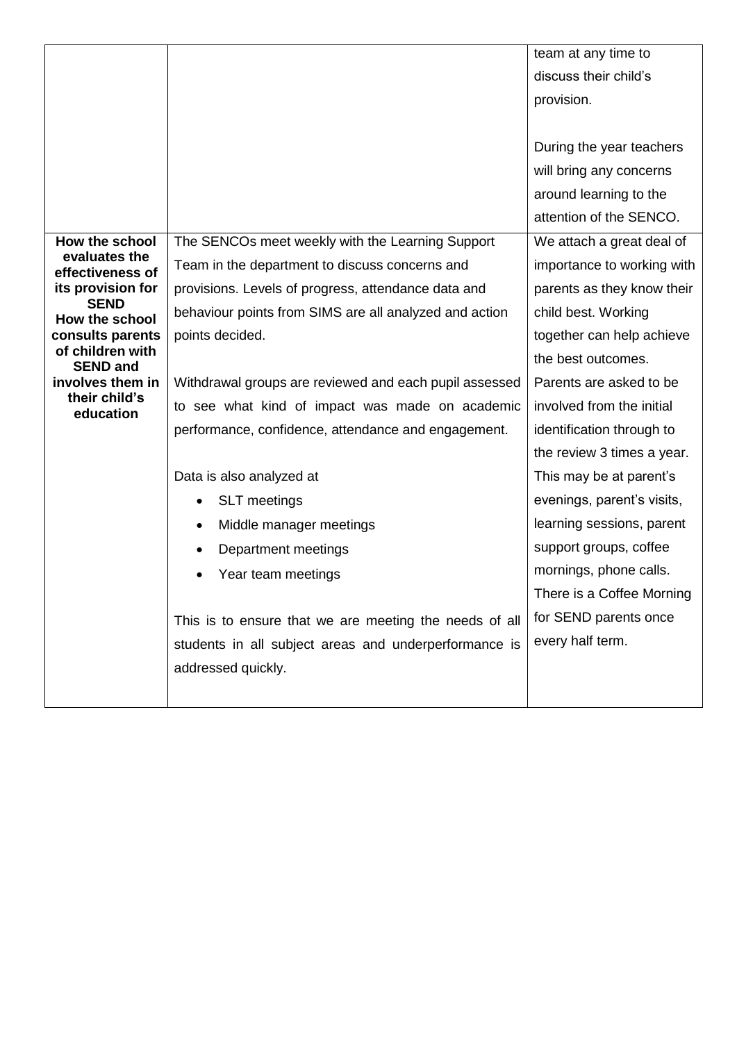| | | |
|---|---|---|
| | | team at any time to discuss their child's provision.<br><br>During the year teachers will bring any concerns around learning to the attention of the SENCO. |
| **How the school evaluates the effectiveness of its provision for SEND**<br>**How the school consults parents of children with SEND and involves them in their child's education** | The SENCOs meet weekly with the Learning Support Team in the department to discuss concerns and provisions. Levels of progress, attendance data and behaviour points from SIMS are all analyzed and action points decided.<br><br>Withdrawal groups are reviewed and each pupil assessed to see what kind of impact was made on academic performance, confidence, attendance and engagement.<br><br>Data is also analyzed at<br>• SLT meetings<br>• Middle manager meetings<br>• Department meetings<br>• Year team meetings<br><br>This is to ensure that we are meeting the needs of all students in all subject areas and underperformance is addressed quickly. | We attach a great deal of importance to working with parents as they know their child best. Working together can help achieve the best outcomes. Parents are asked to be involved from the initial identification through to the review 3 times a year. This may be at parent's evenings, parent's visits, learning sessions, parent support groups, coffee mornings, phone calls. There is a Coffee Morning for SEND parents once every half term. |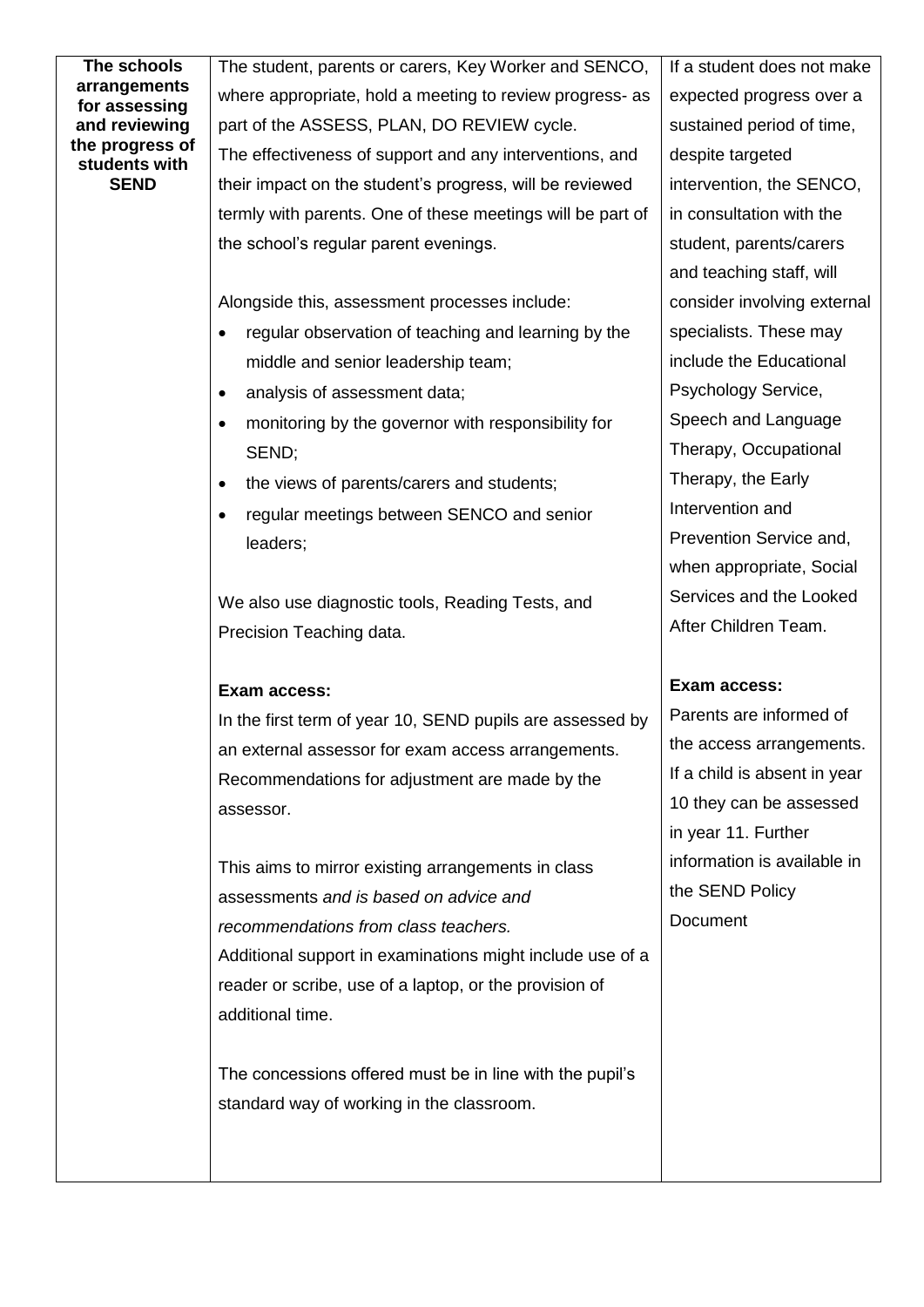| **The schools arrangements for assessing and reviewing the progress of students with SEND** | The student, parents or carers, Key Worker and SENCO, where appropriate, hold a meeting to review progress- as part of the ASSESS, PLAN, DO REVIEW cycle.<br>The effectiveness of support and any interventions, and their impact on the student's progress, will be reviewed termly with parents. One of these meetings will be part of the school's regular parent evenings.<br><br>Alongside this, assessment processes include:<br>• regular observation of teaching and learning by the middle and senior leadership team;<br>• analysis of assessment data;<br>• monitoring by the governor with responsibility for SEND;<br>• the views of parents/carers and students;<br>• regular meetings between SENCO and senior leaders;<br><br>We also use diagnostic tools, Reading Tests, and Precision Teaching data.<br><br>**Exam access:**<br>In the first term of year 10, SEND pupils are assessed by an external assessor for exam access arrangements. Recommendations for adjustment are made by the assessor.<br><br>This aims to mirror existing arrangements in class assessments *and is based on advice and recommendations from class teachers.*<br>Additional support in examinations might include use of a reader or scribe, use of a laptop, or the provision of additional time.<br><br>The concessions offered must be in line with the pupil's standard way of working in the classroom. | If a student does not make expected progress over a sustained period of time, despite targeted intervention, the SENCO, in consultation with the student, parents/carers and teaching staff, will consider involving external specialists. These may include the Educational Psychology Service, Speech and Language Therapy, Occupational Therapy, the Early Intervention and Prevention Service and, when appropriate, Social Services and the Looked After Children Team.<br><br>**Exam access:**<br>Parents are informed of the access arrangements. If a child is absent in year 10 they can be assessed in year 11. Further information is available in the SEND Policy Document |
|---|---|---|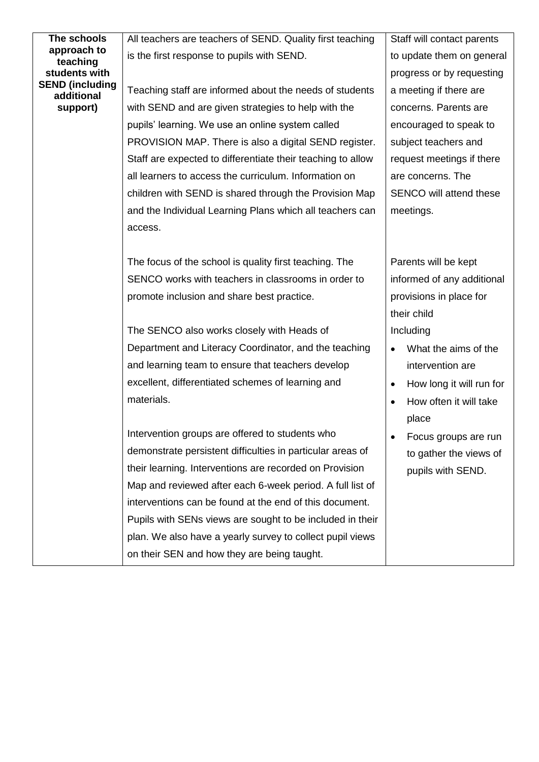| **The schools approach to teaching students with SEND (including additional support)** | All teachers are teachers of SEND. Quality first teaching is the first response to pupils with SEND.<br><br>Teaching staff are informed about the needs of students with SEND and are given strategies to help with the pupils' learning. We use an online system called PROVISION MAP. There is also a digital SEND register. Staff are expected to differentiate their teaching to allow all learners to access the curriculum. Information on children with SEND is shared through the Provision Map and the Individual Learning Plans which all teachers can access.<br><br>The focus of the school is quality first teaching. The SENCO works with teachers in classrooms in order to promote inclusion and share best practice.<br><br>The SENCO also works closely with Heads of Department and Literacy Coordinator, and the teaching and learning team to ensure that teachers develop excellent, differentiated schemes of learning and materials.<br><br>Intervention groups are offered to students who demonstrate persistent difficulties in particular areas of their learning. Interventions are recorded on Provision Map and reviewed after each 6-week period. A full list of interventions can be found at the end of this document. Pupils with SENs views are sought to be included in their plan. We also have a yearly survey to collect pupil views on their SEN and how they are being taught. | Staff will contact parents to update them on general progress or by requesting a meeting if there are concerns. Parents are encouraged to speak to subject teachers and request meetings if there are concerns. The SENCO will attend these meetings.<br><br>Parents will be kept informed of any additional provisions in place for their child<br>Including<br>• What the aims of the intervention are<br>• How long it will run for<br>• How often it will take place<br>• Focus groups are run to gather the views of pupils with SEND. |
|---|---|---|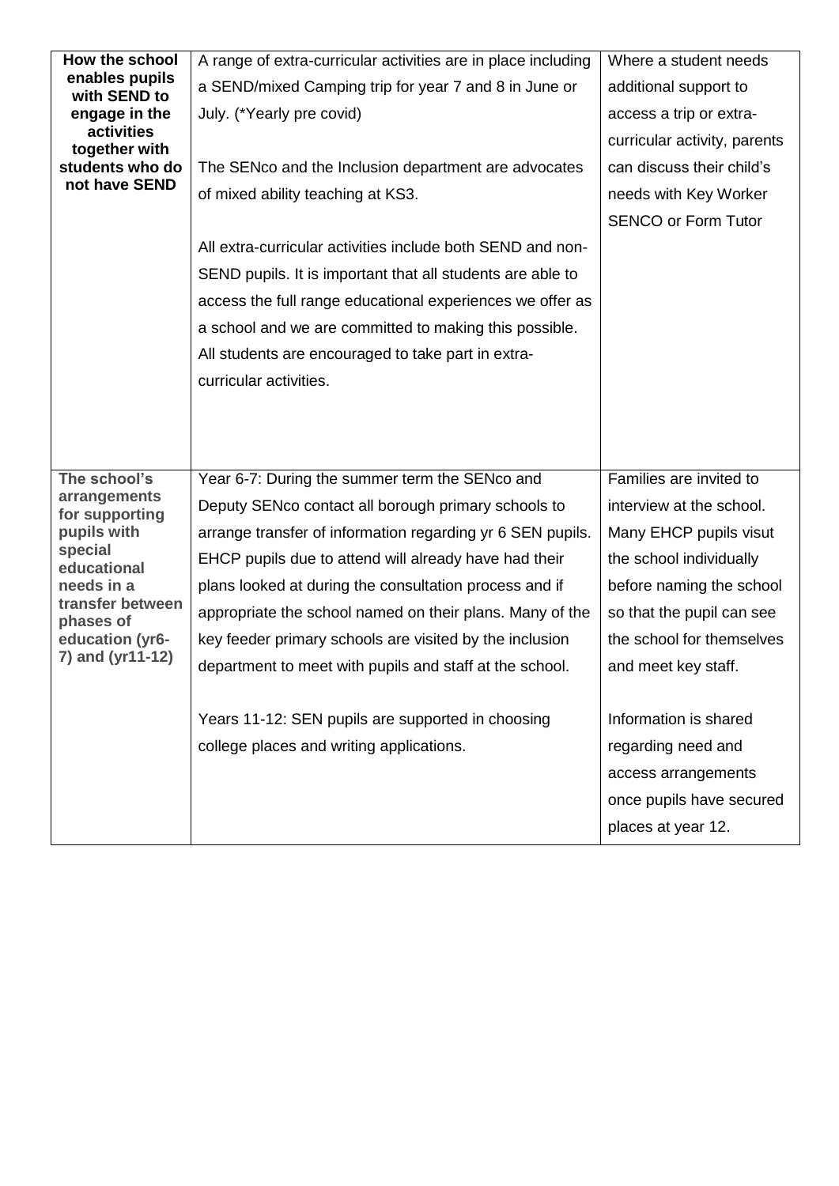| | | |
|---|---|---|
| **How the school enables pupils with SEND to engage in the activities together with students who do not have SEND** | A range of extra-curricular activities are in place including a SEND/mixed Camping trip for year 7 and 8 in June or July. (*Yearly pre covid)<br><br>The SENco and the Inclusion department are advocates of mixed ability teaching at KS3.<br><br>All extra-curricular activities include both SEND and non-SEND pupils. It is important that all students are able to access the full range educational experiences we offer as a school and we are committed to making this possible. All students are encouraged to take part in extra-curricular activities. | Where a student needs additional support to access a trip or extra-curricular activity, parents can discuss their child's needs with Key Worker SENCO or Form Tutor |
| **The school's arrangements for supporting pupils with special educational needs in a transfer between phases of education (yr6-7) and (yr11-12)** | Year 6-7: During the summer term the SENco and Deputy SENco contact all borough primary schools to arrange transfer of information regarding yr 6 SEN pupils. EHCP pupils due to attend will already have had their plans looked at during the consultation process and if appropriate the school named on their plans. Many of the key feeder primary schools are visited by the inclusion department to meet with pupils and staff at the school.<br><br>Years 11-12: SEN pupils are supported in choosing college places and writing applications. | Families are invited to interview at the school. Many EHCP pupils visut the school individually before naming the school so that the pupil can see the school for themselves and meet key staff.<br><br>Information is shared regarding need and access arrangements once pupils have secured places at year 12. |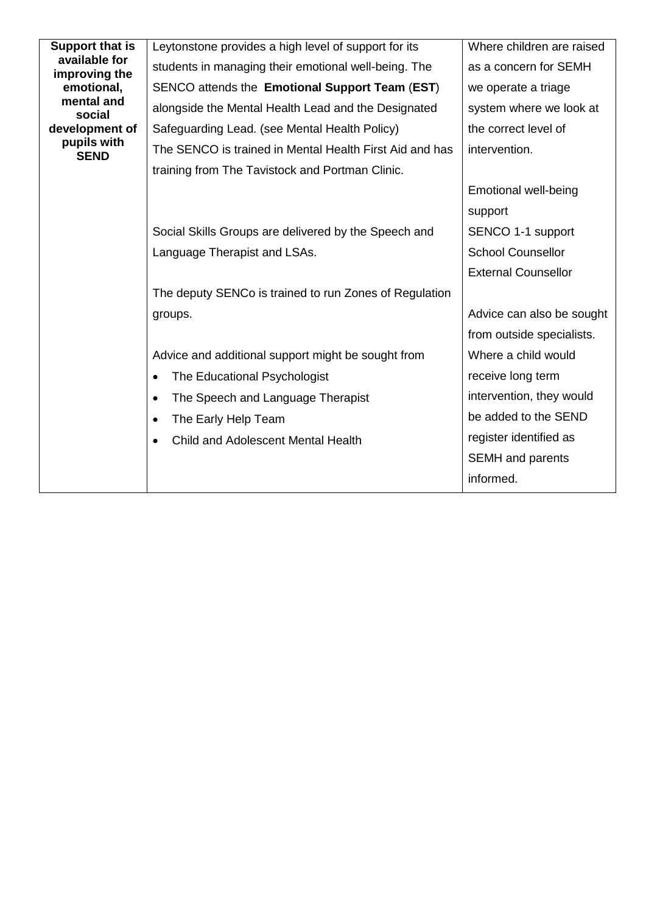| **Support that is available for improving the emotional, mental and social development of pupils with SEND** | Leytonstone provides a high level of support for its students in managing their emotional well-being. The SENCO attends the **Emotional Support Team** (**EST**) alongside the Mental Health Lead and the Designated Safeguarding Lead. (see Mental Health Policy)<br>The SENCO is trained in Mental Health First Aid and has training from The Tavistock and Portman Clinic.<br><br>Social Skills Groups are delivered by the Speech and Language Therapist and LSAs.<br><br>The deputy SENCo is trained to run Zones of Regulation groups.<br><br>Advice and additional support might be sought from<br>• The Educational Psychologist<br>• The Speech and Language Therapist<br>• The Early Help Team<br>• Child and Adolescent Mental Health | Where children are raised as a concern for SEMH we operate a triage system where we look at the correct level of intervention.<br><br>Emotional well-being support<br>SENCO 1-1 support<br>School Counsellor<br>External Counsellor<br><br>Advice can also be sought from outside specialists. Where a child would receive long term intervention, they would be added to the SEND register identified as SEMH and parents informed. |
|---|---|---|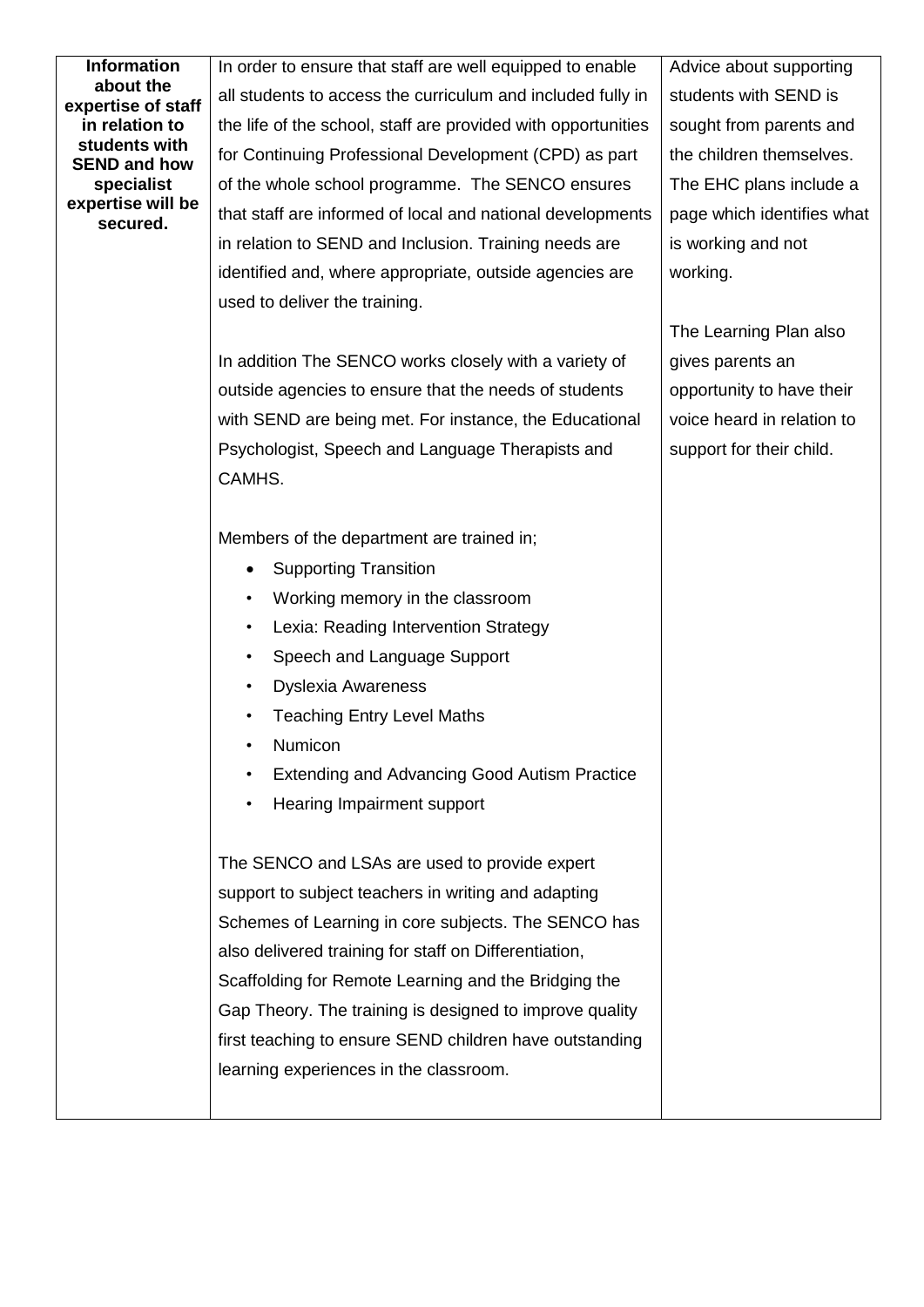| **Information about the expertise of staff in relation to students with SEND and how specialist expertise will be secured.** | In order to ensure that staff are well equipped to enable all students to access the curriculum and included fully in the life of the school, staff are provided with opportunities for Continuing Professional Development (CPD) as part of the whole school programme. The SENCO ensures that staff are informed of local and national developments in relation to SEND and Inclusion. Training needs are identified and, where appropriate, outside agencies are used to deliver the training.<br><br>In addition The SENCO works closely with a variety of outside agencies to ensure that the needs of students with SEND are being met. For instance, the Educational Psychologist, Speech and Language Therapists and CAMHS.<br><br>Members of the department are trained in;<br>• Supporting Transition<br>• Working memory in the classroom<br>• Lexia: Reading Intervention Strategy<br>• Speech and Language Support<br>• Dyslexia Awareness<br>• Teaching Entry Level Maths<br>• Numicon<br>• Extending and Advancing Good Autism Practice<br>• Hearing Impairment support<br><br>The SENCO and LSAs are used to provide expert support to subject teachers in writing and adapting Schemes of Learning in core subjects. The SENCO has also delivered training for staff on Differentiation, Scaffolding for Remote Learning and the Bridging the Gap Theory. The training is designed to improve quality first teaching to ensure SEND children have outstanding learning experiences in the classroom. | Advice about supporting students with SEND is sought from parents and the children themselves. The EHC plans include a page which identifies what is working and not working.<br><br>The Learning Plan also gives parents an opportunity to have their voice heard in relation to support for their child. |
|---|---|---|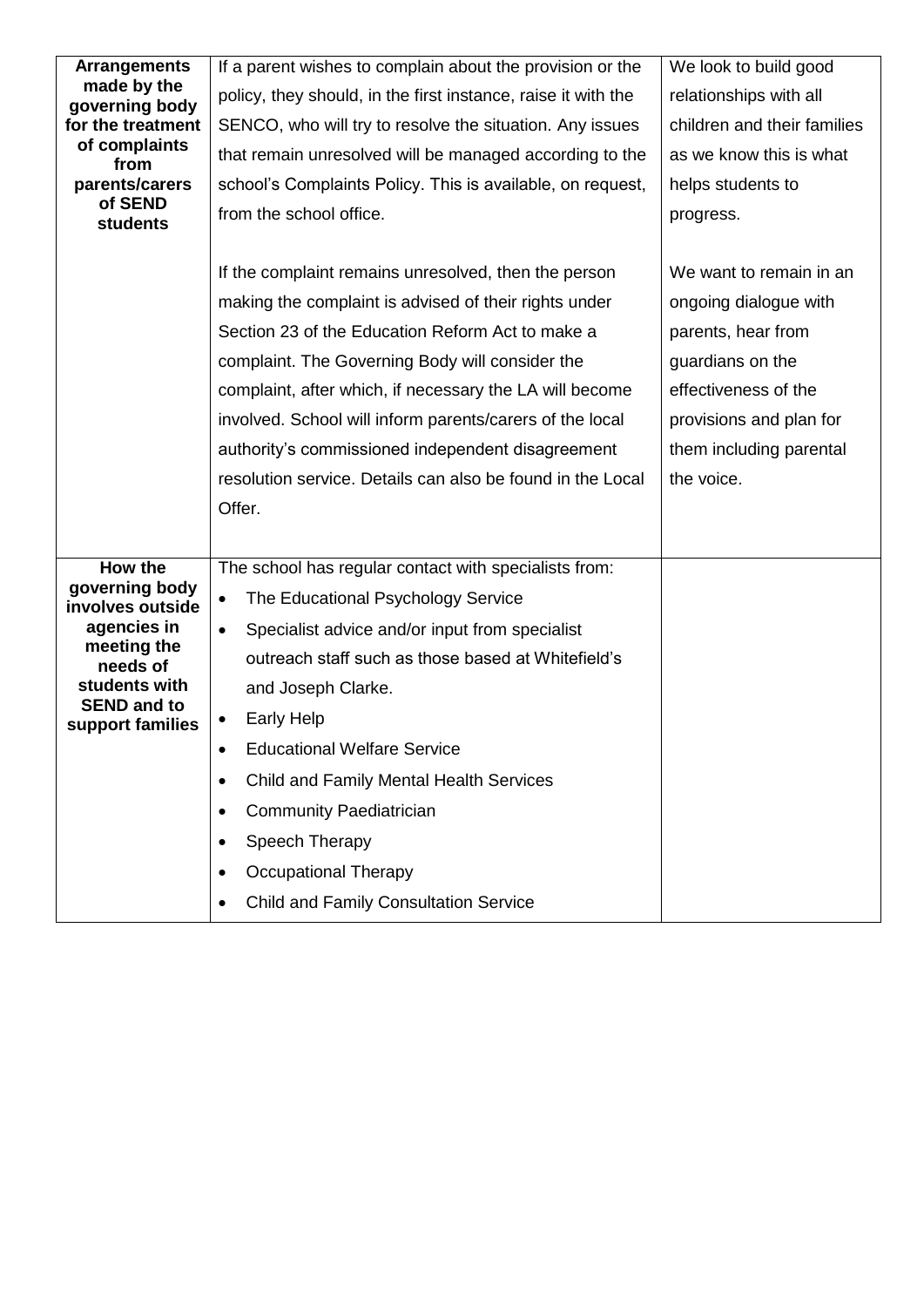| **Arrangements made by the governing body for the treatment of complaints from parents/carers of SEND students** | If a parent wishes to complain about the provision or the policy, they should, in the first instance, raise it with the SENCO, who will try to resolve the situation. Any issues that remain unresolved will be managed according to the school's Complaints Policy. This is available, on request, from the school office.<br><br>If the complaint remains unresolved, then the person making the complaint is advised of their rights under Section 23 of the Education Reform Act to make a complaint. The Governing Body will consider the complaint, after which, if necessary the LA will become involved. School will inform parents/carers of the local authority's commissioned independent disagreement resolution service. Details can also be found in the Local Offer. | We look to build good relationships with all children and their families as we know this is what helps students to progress.<br><br>We want to remain in an ongoing dialogue with parents, hear from guardians on the effectiveness of the provisions and plan for them including parental the voice. |
|---|---|---|
| **How the governing body involves outside agencies in meeting the needs of students with SEND and to support families** | The school has regular contact with specialists from:<br>• The Educational Psychology Service<br>• Specialist advice and/or input from specialist outreach staff such as those based at Whitefield's and Joseph Clarke.<br>• Early Help<br>• Educational Welfare Service<br>• Child and Family Mental Health Services<br>• Community Paediatrician<br>• Speech Therapy<br>• Occupational Therapy<br>• Child and Family Consultation Service | |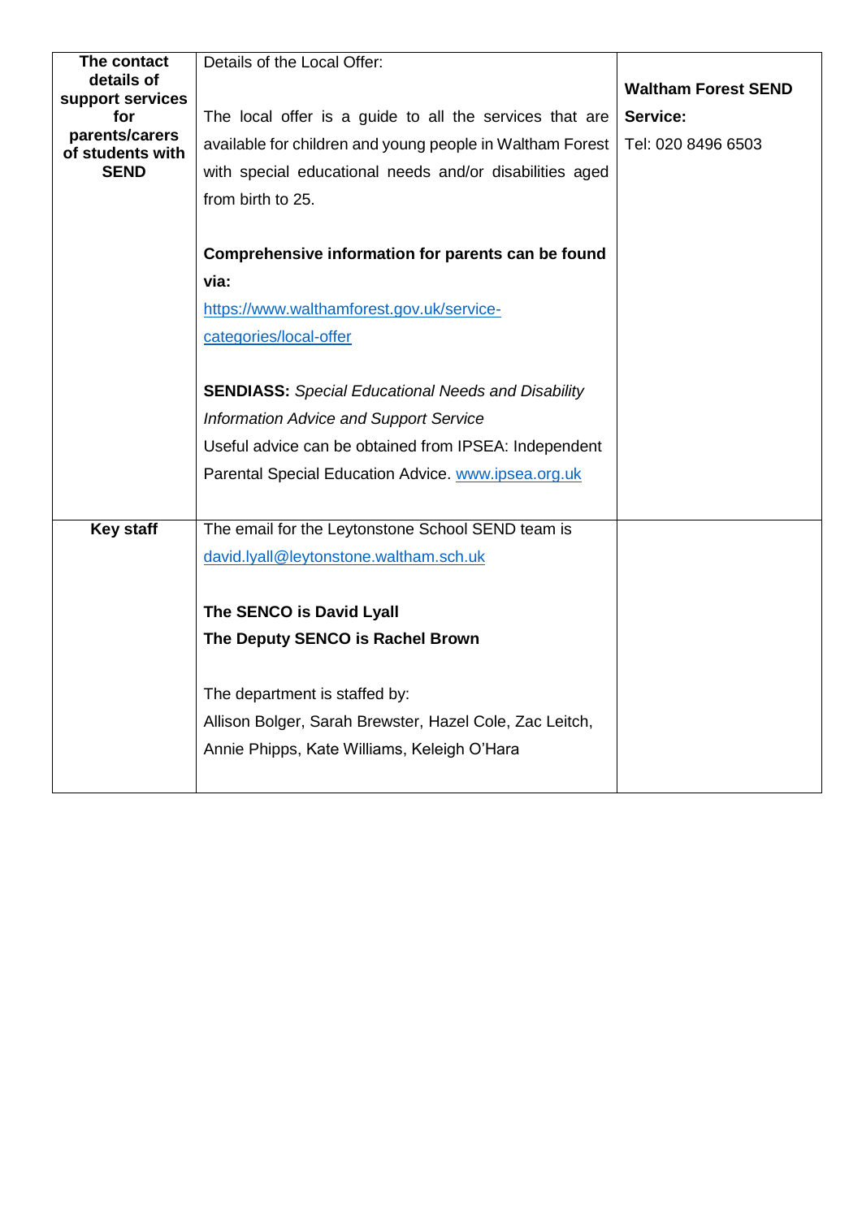| | | |
|---|---|---|
| **The contact details of support services for parents/carers of students with SEND** | Details of the Local Offer:<br><br>The local offer is a guide to all the services that are available for children and young people in Waltham Forest with special educational needs and/or disabilities aged from birth to 25.<br><br>**Comprehensive information for parents can be found via:**<br>[https://www.walthamforest.gov.uk/service-categories/local-offer](https://www.walthamforest.gov.uk/service-categories/local-offer)<br><br>**SENDIASS:** *Special Educational Needs and Disability Information Advice and Support Service*<br>Useful advice can be obtained from IPSEA: Independent Parental Special Education Advice. [www.ipsea.org.uk](http://www.ipsea.org.uk) | **Waltham Forest SEND Service:**<br>Tel: 020 8496 6503 |
| **Key staff** | The email for the Leytonstone School SEND team is [david.lyall@leytonstone.waltham.sch.uk](mailto:david.lyall@leytonstone.waltham.sch.uk)<br><br>**The SENCO is David Lyall**<br>**The Deputy SENCO is Rachel Brown**<br><br>The department is staffed by:<br>Allison Bolger, Sarah Brewster, Hazel Cole, Zac Leitch, Annie Phipps, Kate Williams, Keleigh O'Hara | |